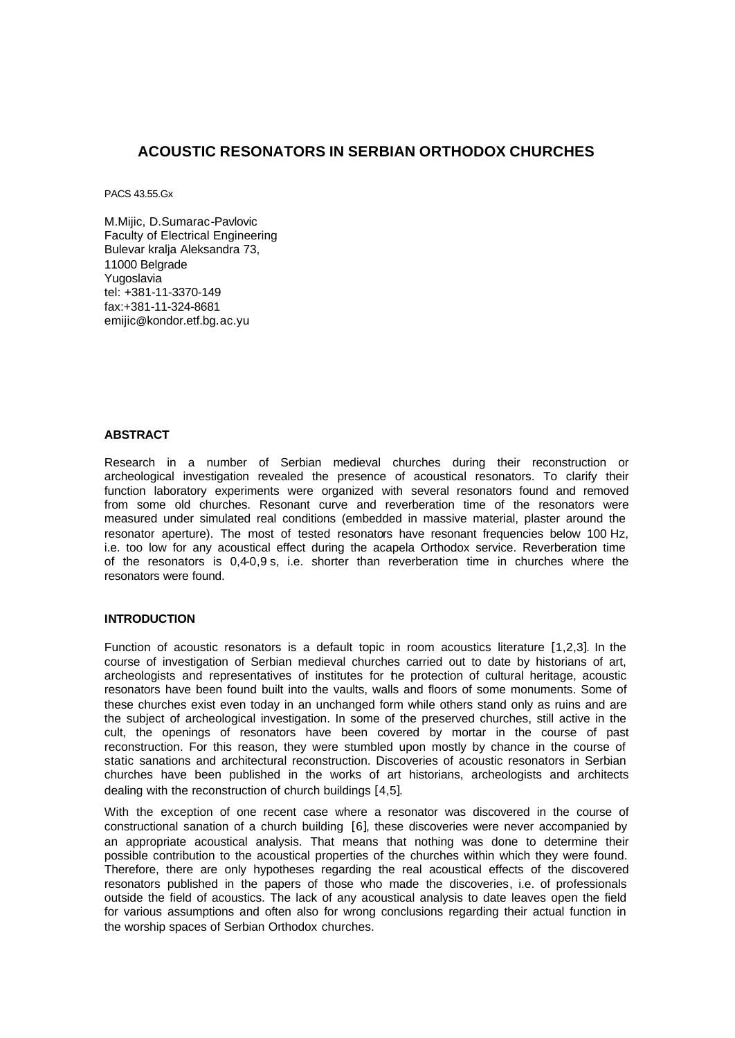# ACOUSTIC RESONATORS IN SERBIAN ORTHODOX CHURCHES

PACS 43.55.Gx

M.Mijic, D.Sumarac-Pavlovic
Faculty of Electrical Engineering
Bulevar kralja Aleksandra 73,
11000 Belgrade
Yugoslavia
tel: +381-11-3370-149
fax:+381-11-324-8681
emijic@kondor.etf.bg.ac.yu

## ABSTRACT

Research in a number of Serbian medieval churches during their reconstruction or archeological investigation revealed the presence of acoustical resonators. To clarify their function laboratory experiments were organized with several resonators found and removed from some old churches. Resonant curve and reverberation time of the resonators were measured under simulated real conditions (embedded in massive material, plaster around the resonator aperture). The most of tested resonators have resonant frequencies below 100 Hz, i.e. too low for any acoustical effect during the acapela Orthodox service. Reverberation time of the resonators is 0,4-0,9 s, i.e. shorter than reverberation time in churches where the resonators were found.

## INTRODUCTION

Function of acoustic resonators is a default topic in room acoustics literature [1,2,3]. In the course of investigation of Serbian medieval churches carried out to date by historians of art, archeologists and representatives of institutes for the protection of cultural heritage, acoustic resonators have been found built into the vaults, walls and floors of some monuments. Some of these churches exist even today in an unchanged form while others stand only as ruins and are the subject of archeological investigation. In some of the preserved churches, still active in the cult, the openings of resonators have been covered by mortar in the course of past reconstruction. For this reason, they were stumbled upon mostly by chance in the course of static sanations and architectural reconstruction. Discoveries of acoustic resonators in Serbian churches have been published in the works of art historians, archeologists and architects dealing with the reconstruction of church buildings [4,5].

With the exception of one recent case where a resonator was discovered in the course of constructional sanation of a church building [6], these discoveries were never accompanied by an appropriate acoustical analysis. That means that nothing was done to determine their possible contribution to the acoustical properties of the churches within which they were found. Therefore, there are only hypotheses regarding the real acoustical effects of the discovered resonators published in the papers of those who made the discoveries, i.e. of professionals outside the field of acoustics. The lack of any acoustical analysis to date leaves open the field for various assumptions and often also for wrong conclusions regarding their actual function in the worship spaces of Serbian Orthodox churches.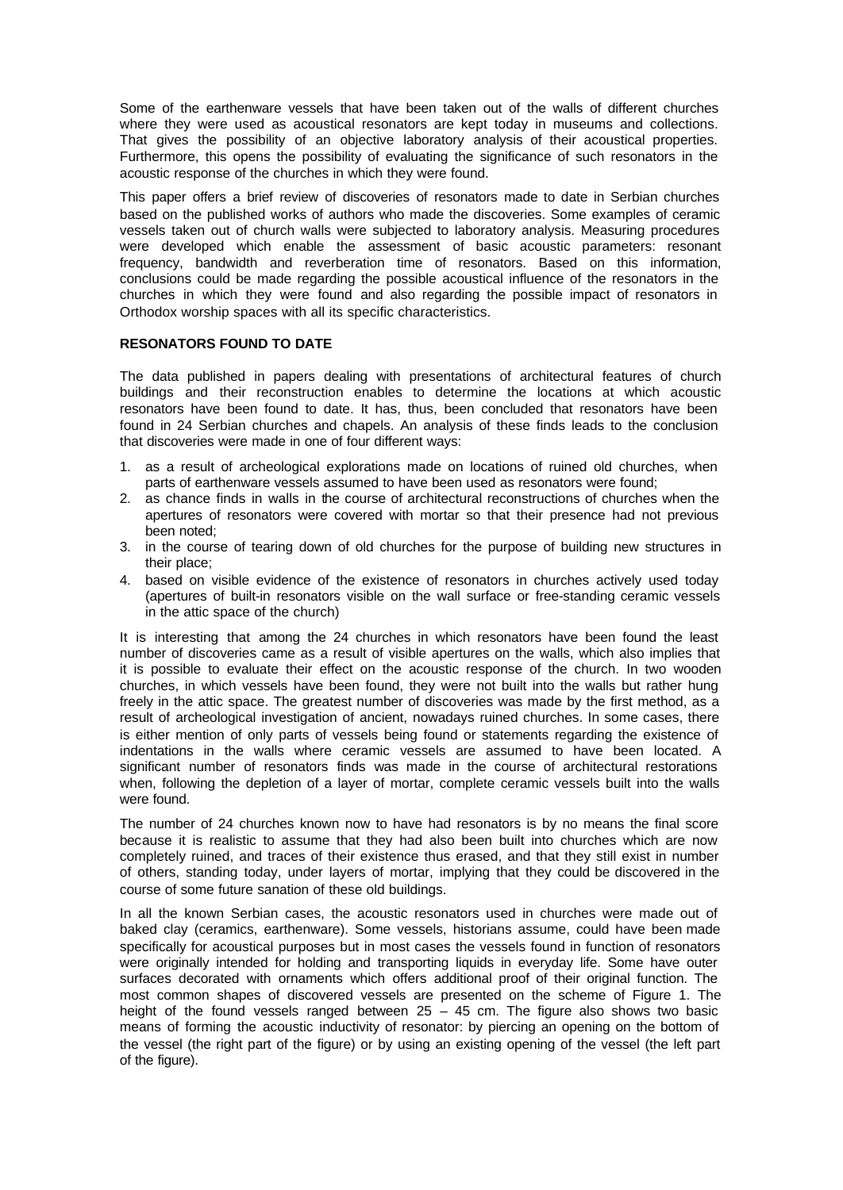Some of the earthenware vessels that have been taken out of the walls of different churches where they were used as acoustical resonators are kept today in museums and collections. That gives the possibility of an objective laboratory analysis of their acoustical properties. Furthermore, this opens the possibility of evaluating the significance of such resonators in the acoustic response of the churches in which they were found.

This paper offers a brief review of discoveries of resonators made to date in Serbian churches based on the published works of authors who made the discoveries. Some examples of ceramic vessels taken out of church walls were subjected to laboratory analysis. Measuring procedures were developed which enable the assessment of basic acoustic parameters: resonant frequency, bandwidth and reverberation time of resonators. Based on this information, conclusions could be made regarding the possible acoustical influence of the resonators in the churches in which they were found and also regarding the possible impact of resonators in Orthodox worship spaces with all its specific characteristics.

## RESONATORS FOUND TO DATE

The data published in papers dealing with presentations of architectural features of church buildings and their reconstruction enables to determine the locations at which acoustic resonators have been found to date. It has, thus, been concluded that resonators have been found in 24 Serbian churches and chapels. An analysis of these finds leads to the conclusion that discoveries were made in one of four different ways:

1. as a result of archeological explorations made on locations of ruined old churches, when parts of earthenware vessels assumed to have been used as resonators were found;
2. as chance finds in walls in the course of architectural reconstructions of churches when the apertures of resonators were covered with mortar so that their presence had not previous been noted;
3. in the course of tearing down of old churches for the purpose of building new structures in their place;
4. based on visible evidence of the existence of resonators in churches actively used today (apertures of built-in resonators visible on the wall surface or free-standing ceramic vessels in the attic space of the church)

It is interesting that among the 24 churches in which resonators have been found the least number of discoveries came as a result of visible apertures on the walls, which also implies that it is possible to evaluate their effect on the acoustic response of the church. In two wooden churches, in which vessels have been found, they were not built into the walls but rather hung freely in the attic space. The greatest number of discoveries was made by the first method, as a result of archeological investigation of ancient, nowadays ruined churches. In some cases, there is either mention of only parts of vessels being found or statements regarding the existence of indentations in the walls where ceramic vessels are assumed to have been located. A significant number of resonators finds was made in the course of architectural restorations when, following the depletion of a layer of mortar, complete ceramic vessels built into the walls were found.

The number of 24 churches known now to have had resonators is by no means the final score because it is realistic to assume that they had also been built into churches which are now completely ruined, and traces of their existence thus erased, and that they still exist in number of others, standing today, under layers of mortar, implying that they could be discovered in the course of some future sanation of these old buildings.

In all the known Serbian cases, the acoustic resonators used in churches were made out of baked clay (ceramics, earthenware). Some vessels, historians assume, could have been made specifically for acoustical purposes but in most cases the vessels found in function of resonators were originally intended for holding and transporting liquids in everyday life. Some have outer surfaces decorated with ornaments which offers additional proof of their original function. The most common shapes of discovered vessels are presented on the scheme of Figure 1. The height of the found vessels ranged between 25 – 45 cm. The figure also shows two basic means of forming the acoustic inductivity of resonator: by piercing an opening on the bottom of the vessel (the right part of the figure) or by using an existing opening of the vessel (the left part of the figure).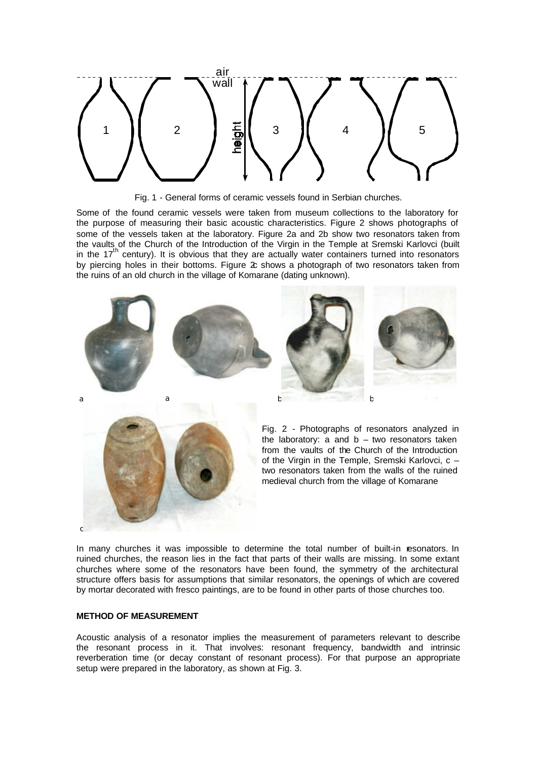Fig. 1 - General forms of ceramic vessels found in Serbian churches.

Some of the found ceramic vessels were taken from museum collections to the laboratory for the purpose of measuring their basic acoustic characteristics. Figure 2 shows photographs of some of the vessels taken at the laboratory. Figure 2a and 2b show two resonators taken from the vaults of the Church of the Introduction of the Virgin in the Temple at Sremski Karlovci (built in the 17[th] century). It is obvious that they are actually water containers turned into resonators by piercing holes in their bottoms. Figure 2c shows a photograph of two resonators taken from the ruins of an old church in the village of Komarane (dating unknown).

Fig. 2 - Photographs of resonators analyzed in the laboratory: a and b – two resonators taken from the vaults of the Church of the Introduction of the Virgin in the Temple, Sremski Karlovci, c – two resonators taken from the walls of the ruined medieval church from the village of Komarane

In many churches it was impossible to determine the total number of built-in resonators. In ruined churches, the reason lies in the fact that parts of their walls are missing. In some extant churches where some of the resonators have been found, the symmetry of the architectural structure offers basis for assumptions that similar resonators, the openings of which are covered by mortar decorated with fresco paintings, are to be found in other parts of those churches too.

## METHOD OF MEASUREMENT

Acoustic analysis of a resonator implies the measurement of parameters relevant to describe the resonant process in it. That involves: resonant frequency, bandwidth and intrinsic reverberation time (or decay constant of resonant process). For that purpose an appropriate setup were prepared in the laboratory, as shown at Fig. 3.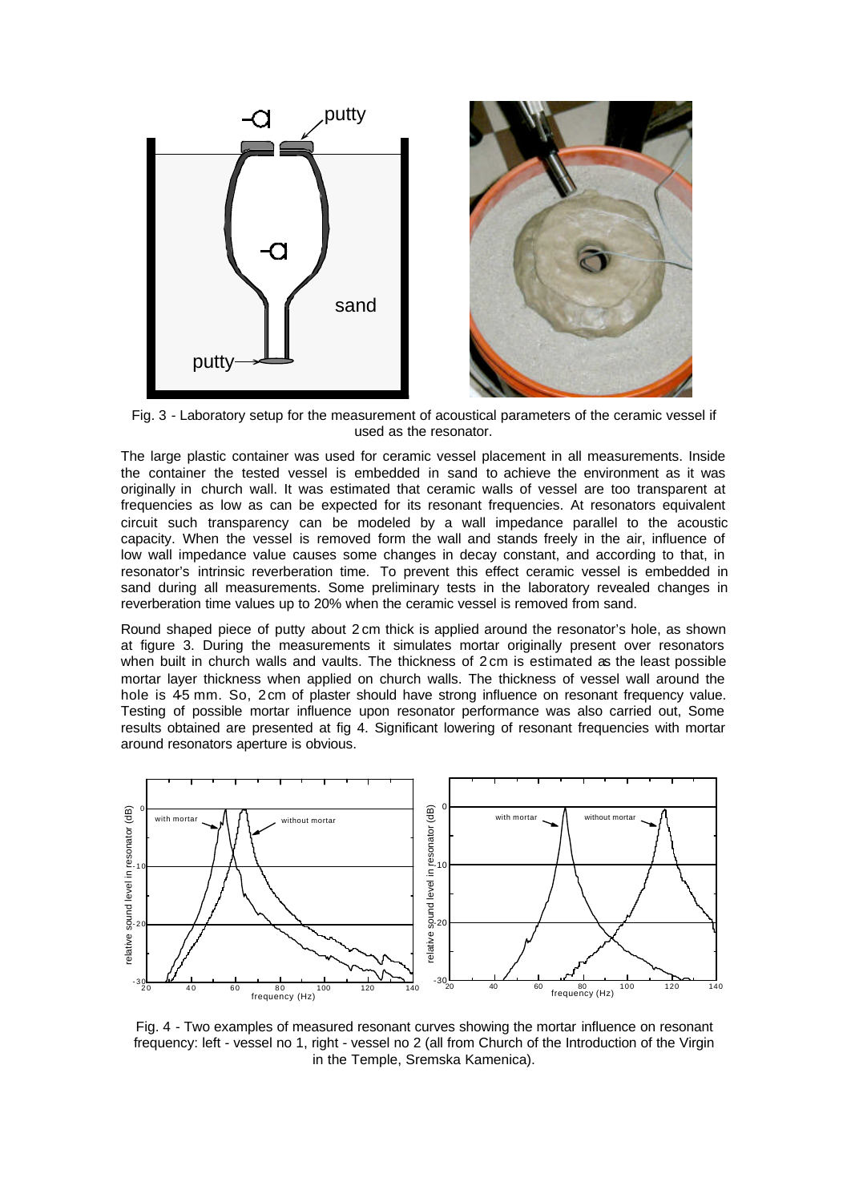Fig. 3 - Laboratory setup for the measurement of acoustical parameters of the ceramic vessel if used as the resonator.

The large plastic container was used for ceramic vessel placement in all measurements. Inside the container the tested vessel is embedded in sand to achieve the environment as it was originally in church wall. It was estimated that ceramic walls of vessel are too transparent at frequencies as low as can be expected for its resonant frequencies. At resonators equivalent circuit such transparency can be modeled by a wall impedance parallel to the acoustic capacity. When the vessel is removed form the wall and stands freely in the air, influence of low wall impedance value causes some changes in decay constant, and according to that, in resonator's intrinsic reverberation time. To prevent this effect ceramic vessel is embedded in sand during all measurements. Some preliminary tests in the laboratory revealed changes in reverberation time values up to 20% when the ceramic vessel is removed from sand.

Round shaped piece of putty about 2 cm thick is applied around the resonator's hole, as shown at figure 3. During the measurements it simulates mortar originally present over resonators when built in church walls and vaults. The thickness of 2 cm is estimated as the least possible mortar layer thickness when applied on church walls. The thickness of vessel wall around the hole is 4-5 mm. So, 2 cm of plaster should have strong influence on resonant frequency value. Testing of possible mortar influence upon resonator performance was also carried out, Some results obtained are presented at fig 4. Significant lowering of resonant frequencies with mortar around resonators aperture is obvious.

Fig. 4 - Two examples of measured resonant curves showing the mortar influence on resonant frequency: left - vessel no 1, right - vessel no 2 (all from Church of the Introduction of the Virgin in the Temple, Sremska Kamenica).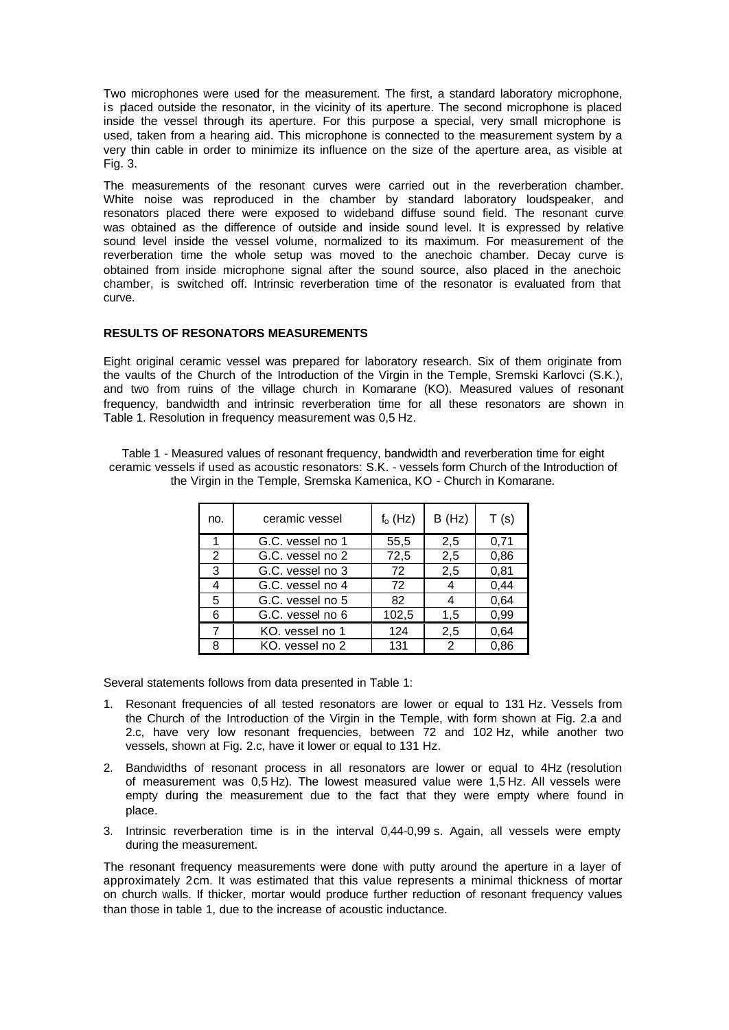Two microphones were used for the measurement. The first, a standard laboratory microphone, is placed outside the resonator, in the vicinity of its aperture. The second microphone is placed inside the vessel through its aperture. For this purpose a special, very small microphone is used, taken from a hearing aid. This microphone is connected to the measurement system by a very thin cable in order to minimize its influence on the size of the aperture area, as visible at Fig. 3.

The measurements of the resonant curves were carried out in the reverberation chamber. White noise was reproduced in the chamber by standard laboratory loudspeaker, and resonators placed there were exposed to wideband diffuse sound field. The resonant curve was obtained as the difference of outside and inside sound level. It is expressed by relative sound level inside the vessel volume, normalized to its maximum. For measurement of the reverberation time the whole setup was moved to the anechoic chamber. Decay curve is obtained from inside microphone signal after the sound source, also placed in the anechoic chamber, is switched off. Intrinsic reverberation time of the resonator is evaluated from that curve.

**RESULTS OF RESONATORS MEASUREMENTS**

Eight original ceramic vessel was prepared for laboratory research. Six of them originate from the vaults of the Church of the Introduction of the Virgin in the Temple, Sremski Karlovci (S.K.), and two from ruins of the village church in Komarane (KO). Measured values of resonant frequency, bandwidth and intrinsic reverberation time for all these resonators are shown in Table 1. Resolution in frequency measurement was 0,5 Hz.

Table 1 - Measured values of resonant frequency, bandwidth and reverberation time for eight ceramic vessels if used as acoustic resonators: S.K. - vessels form Church of the Introduction of the Virgin in the Temple, Sremska Kamenica, KO - Church in Komarane.

| no. | ceramic vessel | $f_o$ (Hz) | B (Hz) | T (s) |
|---|---|---|---|---|
| 1 | G.C. vessel no 1 | 55,5 | 2,5 | 0,71 |
| 2 | G.C. vessel no 2 | 72,5 | 2,5 | 0,86 |
| 3 | G.C. vessel no 3 | 72 | 2,5 | 0,81 |
| 4 | G.C. vessel no 4 | 72 | 4 | 0,44 |
| 5 | G.C. vessel no 5 | 82 | 4 | 0,64 |
| 6 | G.C. vessel no 6 | 102,5 | 1,5 | 0,99 |
| 7 | KO. vessel no 1 | 124 | 2,5 | 0,64 |
| 8 | KO. vessel no 2 | 131 | 2 | 0,86 |

Several statements follows from data presented in Table 1:

1. Resonant frequencies of all tested resonators are lower or equal to 131 Hz. Vessels from the Church of the Introduction of the Virgin in the Temple, with form shown at Fig. 2.a and 2.c, have very low resonant frequencies, between 72 and 102 Hz, while another two vessels, shown at Fig. 2.c, have it lower or equal to 131 Hz.
2. Bandwidths of resonant process in all resonators are lower or equal to 4Hz (resolution of measurement was 0,5 Hz). The lowest measured value were 1,5 Hz. All vessels were empty during the measurement due to the fact that they were empty where found in place.
3. Intrinsic reverberation time is in the interval 0,44-0,99 s. Again, all vessels were empty during the measurement.

The resonant frequency measurements were done with putty around the aperture in a layer of approximately 2cm. It was estimated that this value represents a minimal thickness of mortar on church walls. If thicker, mortar would produce further reduction of resonant frequency values than those in table 1, due to the increase of acoustic inductance.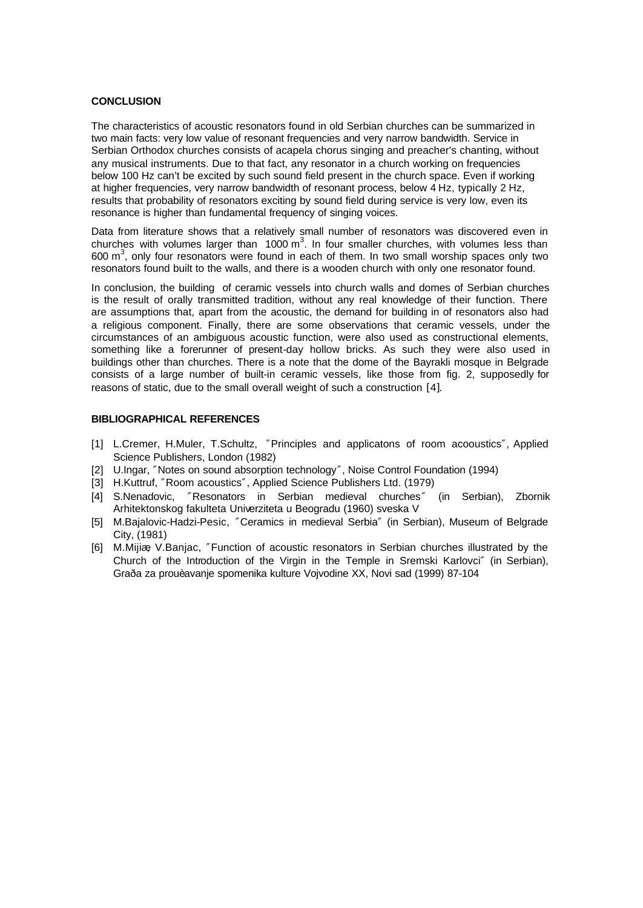**CONCLUSION**

The characteristics of acoustic resonators found in old Serbian churches can be summarized in two main facts: very low value of resonant frequencies and very narrow bandwidth. Service in Serbian Orthodox churches consists of acapela chorus singing and preacher's chanting, without any musical instruments. Due to that fact, any resonator in a church working on frequencies below 100 Hz can't be excited by such sound field present in the church space. Even if working at higher frequencies, very narrow bandwidth of resonant process, below 4 Hz, typically 2 Hz, results that probability of resonators exciting by sound field during service is very low, even its resonance is higher than fundamental frequency of singing voices.

Data from literature shows that a relatively small number of resonators was discovered even in churches with volumes larger than 1000 $m^3$. In four smaller churches, with volumes less than 600 $m^3$, only four resonators were found in each of them. In two small worship spaces only two resonators found built to the walls, and there is a wooden church with only one resonator found.

In conclusion, the building of ceramic vessels into church walls and domes of Serbian churches is the result of orally transmitted tradition, without any real knowledge of their function. There are assumptions that, apart from the acoustic, the demand for building in of resonators also had a religious component. Finally, there are some observations that ceramic vessels, under the circumstances of an ambiguous acoustic function, were also used as constructional elements, something like a forerunner of present-day hollow bricks. As such they were also used in buildings other than churches. There is a note that the dome of the Bayrakli mosque in Belgrade consists of a large number of built-in ceramic vessels, like those from fig. 2, supposedly for reasons of static, due to the small overall weight of such a construction [4].

**BIBLIOGRAPHICAL REFERENCES**

[1] L.Cremer, H.Muler, T.Schultz, ˝Principles and applicatons of room acooustics˝, Applied Science Publishers, London (1982)
[2] U.Ingar, ˝Notes on sound absorption technology˝, Noise Control Foundation (1994)
[3] H.Kuttruf, ˝Room acoustics˝, Applied Science Publishers Ltd. (1979)
[4] S.Nenadovic, ˝Resonators in Serbian medieval churches˝ (in Serbian), Zbornik Arhitektonskog fakulteta Univerziteta u Beogradu (1960) sveska V
[5] M.Bajalovic-Hadzi-Pesic, ˝Ceramics in medieval Serbia˝ (in Serbian), Museum of Belgrade City, (1981)
[6] M.Mijiæ, V.Banjac, ˝Function of acoustic resonators in Serbian churches illustrated by the Church of the Introduction of the Virgin in the Temple in Sremski Karlovci˝ (in Serbian), Graða za prouèavanje spomenika kulture Vojvodine XX, Novi sad (1999) 87-104